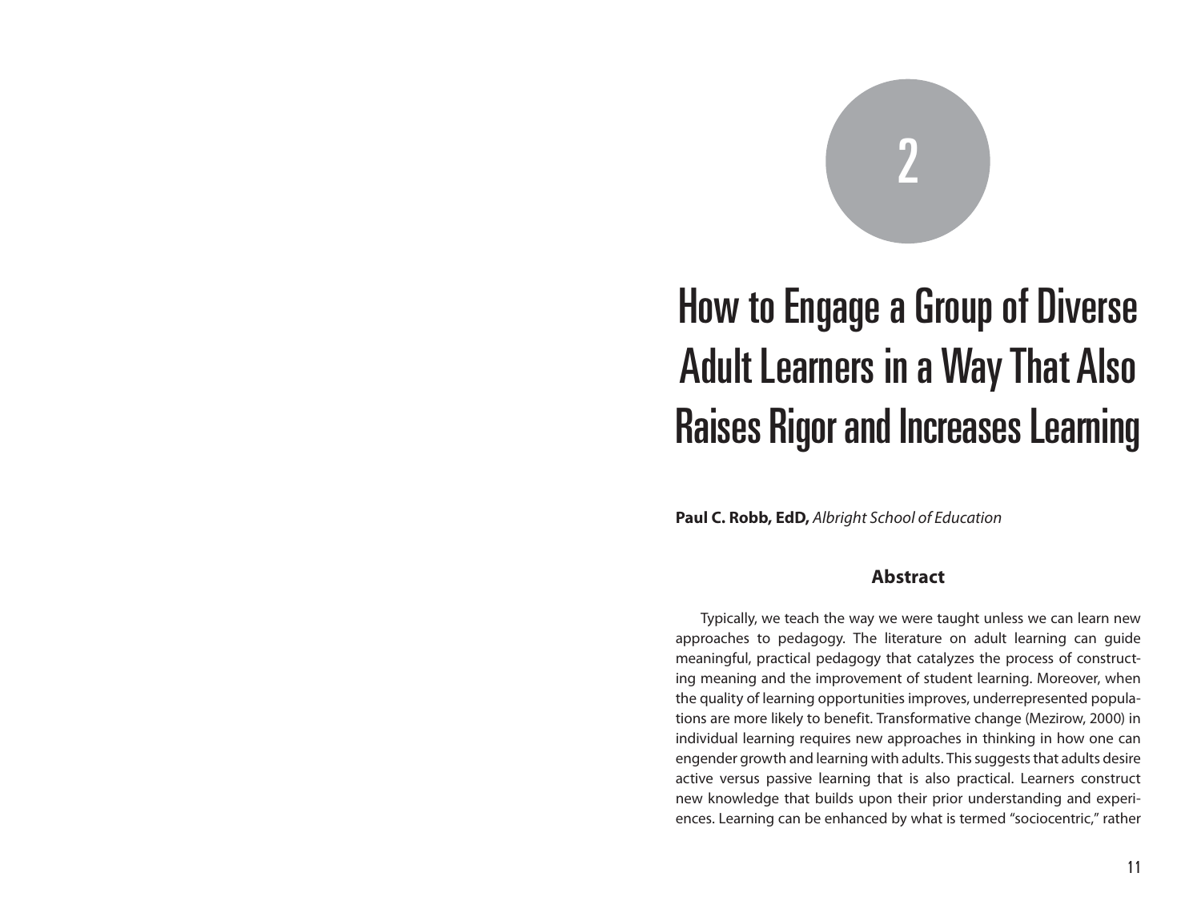# 2

# How to Engage a Group of Diverse Adult Learners in a Way That Also Raises Rigor and Increases Learning

**Paul C. Robb, EdD,** *Albright School of Education*

## Abstract

Typically, we teach the way we were taught unless we can learn new approaches to pedagogy. The literature on adult learning can guide meaningful, practical pedagogy that catalyzes the process of constructing meaning and the improvement of student learning. Moreover, when the quality of learning opportunities improves, underrepresented populations are more likely to benefit. Transformative change (Mezirow, 2000) in individual learning requires new approaches in thinking in how one can engender growth and learning with adults. This suggests that adults desire active versus passive learning that is also practical. Learners construct new knowledge that builds upon their prior understanding and experiences. Learning can be enhanced by what is termed "sociocentric," rather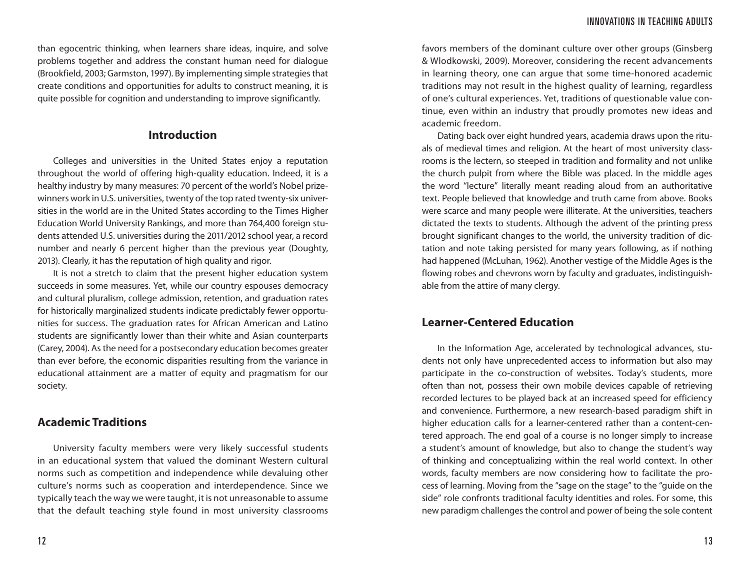than egocentric thinking, when learners share ideas, inquire, and solve problems together and address the constant human need for dialogue (Brookfield, 2003; Garmston, 1997). By implementing simple strategies that create conditions and opportunities for adults to construct meaning, it is quite possible for cognition and understanding to improve significantly.

## Introduction

Colleges and universities in the United States enjoy a reputation throughout the world of offering high-quality education. Indeed, it is a healthy industry by many measures: 70 percent of the world's Nobel prizewinners work in U.S. universities, twenty of the top rated twenty-six universities in the world are in the United States according to the Times Higher Education World University Rankings, and more than 764,400 foreign students attended U.S. universities during the 2011/2012 school year, a record number and nearly 6 percent higher than the previous year (Doughty, 2013). Clearly, it has the reputation of high quality and rigor.

It is not a stretch to claim that the present higher education system succeeds in some measures. Yet, while our country espouses democracy and cultural pluralism, college admission, retention, and graduation rates for historically marginalized students indicate predictably fewer opportunities for success. The graduation rates for African American and Latino students are significantly lower than their white and Asian counterparts (Carey, 2004). As the need for a postsecondary education becomes greater than ever before, the economic disparities resulting from the variance in educational attainment are a matter of equity and pragmatism for our society.

## Academic Traditions

University faculty members were very likely successful students in an educational system that valued the dominant Western cultural norms such as competition and independence while devaluing other culture's norms such as cooperation and interdependence. Since we typically teach the way we were taught, it is not unreasonable to assume that the default teaching style found in most university classrooms favors members of the dominant culture over other groups (Ginsberg & Wlodkowski, 2009). Moreover, considering the recent advancements in learning theory, one can argue that some time-honored academic traditions may not result in the highest quality of learning, regardless of one's cultural experiences. Yet, traditions of questionable value continue, even within an industry that proudly promotes new ideas and academic freedom.

Dating back over eight hundred years, academia draws upon the rituals of medieval times and religion. At the heart of most university classrooms is the lectern, so steeped in tradition and formality and not unlike the church pulpit from where the Bible was placed. In the middle ages the word "lecture" literally meant reading aloud from an authoritative text. People believed that knowledge and truth came from above. Books were scarce and many people were illiterate. At the universities, teachers dictated the texts to students. Although the advent of the printing press brought significant changes to the world, the university tradition of dictation and note taking persisted for many years following, as if nothing had happened (McLuhan, 1962). Another vestige of the Middle Ages is the flowing robes and chevrons worn by faculty and graduates, indistinguishable from the attire of many clergy.

## Learner-Centered Education

In the Information Age, accelerated by technological advances, students not only have unprecedented access to information but also may participate in the co-construction of websites. Today's students, more often than not, possess their own mobile devices capable of retrieving recorded lectures to be played back at an increased speed for efficiency and convenience. Furthermore, a new research-based paradigm shift in higher education calls for a learner-centered rather than a content-centered approach. The end goal of a course is no longer simply to increase a student's amount of knowledge, but also to change the student's way of thinking and conceptualizing within the real world context. In other words, faculty members are now considering how to facilitate the process of learning. Moving from the "sage on the stage" to the "guide on the side" role confronts traditional faculty identities and roles. For some, this new paradigm challenges the control and power of being the sole content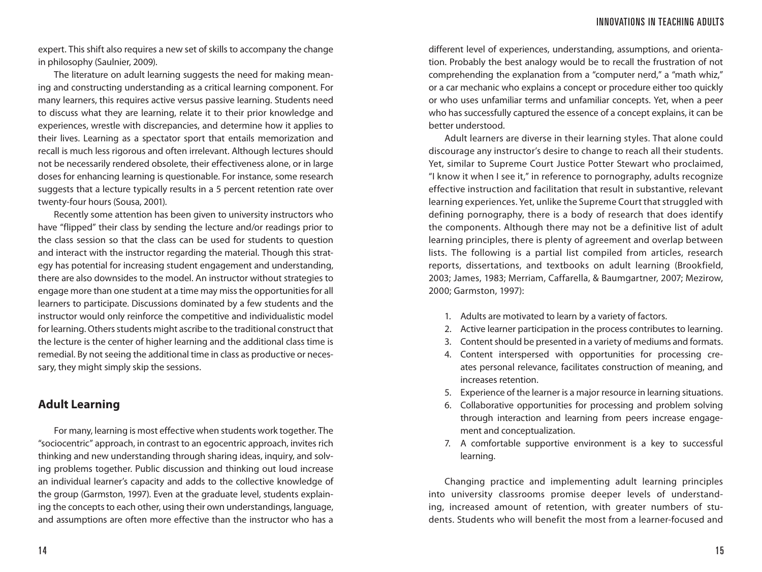expert. This shift also requires a new set of skills to accompany the change in philosophy (Saulnier, 2009).

The literature on adult learning suggests the need for making meaning and constructing understanding as a critical learning component. For many learners, this requires active versus passive learning. Students need to discuss what they are learning, relate it to their prior knowledge and experiences, wrestle with discrepancies, and determine how it applies to their lives. Learning as a spectator sport that entails memorization and recall is much less rigorous and often irrelevant. Although lectures should not be necessarily rendered obsolete, their effectiveness alone, or in large doses for enhancing learning is questionable. For instance, some research suggests that a lecture typically results in a 5 percent retention rate over twenty-four hours (Sousa, 2001).

Recently some attention has been given to university instructors who have "flipped" their class by sending the lecture and/or readings prior to the class session so that the class can be used for students to question and interact with the instructor regarding the material. Though this strategy has potential for increasing student engagement and understanding, there are also downsides to the model. An instructor without strategies to engage more than one student at a time may miss the opportunities for all learners to participate. Discussions dominated by a few students and the instructor would only reinforce the competitive and individualistic model for learning. Others students might ascribe to the traditional construct that the lecture is the center of higher learning and the additional class time is remedial. By not seeing the additional time in class as productive or necessary, they might simply skip the sessions.

## Adult Learning

For many, learning is most effective when students work together. The "sociocentric" approach, in contrast to an egocentric approach, invites rich thinking and new understanding through sharing ideas, inquiry, and solving problems together. Public discussion and thinking out loud increase an individual learner's capacity and adds to the collective knowledge of the group (Garmston, 1997). Even at the graduate level, students explaining the concepts to each other, using their own understandings, language, and assumptions are often more effective than the instructor who has a different level of experiences, understanding, assumptions, and orientation. Probably the best analogy would be to recall the frustration of not comprehending the explanation from a "computer nerd," a "math whiz," or a car mechanic who explains a concept or procedure either too quickly or who uses unfamiliar terms and unfamiliar concepts. Yet, when a peer who has successfully captured the essence of a concept explains, it can be better understood.

Adult learners are diverse in their learning styles. That alone could discourage any instructor's desire to change to reach all their students. Yet, similar to Supreme Court Justice Potter Stewart who proclaimed, "I know it when I see it," in reference to pornography, adults recognize effective instruction and facilitation that result in substantive, relevant learning experiences. Yet, unlike the Supreme Court that struggled with defining pornography, there is a body of research that does identify the components. Although there may not be a definitive list of adult learning principles, there is plenty of agreement and overlap between lists. The following is a partial list compiled from articles, research reports, dissertations, and textbooks on adult learning (Brookfield, 2003; James, 1983; Merriam, Caffarella, & Baumgartner, 2007; Mezirow, 2000; Garmston, 1997):

1. Adults are motivated to learn by a variety of factors.
2. Active learner participation in the process contributes to learning.
3. Content should be presented in a variety of mediums and formats.
4. Content interspersed with opportunities for processing creates personal relevance, facilitates construction of meaning, and increases retention.
5. Experience of the learner is a major resource in learning situations.
6. Collaborative opportunities for processing and problem solving through interaction and learning from peers increase engagement and conceptualization.
7. A comfortable supportive environment is a key to successful learning.

Changing practice and implementing adult learning principles into university classrooms promise deeper levels of understanding, increased amount of retention, with greater numbers of students. Students who will benefit the most from a learner-focused and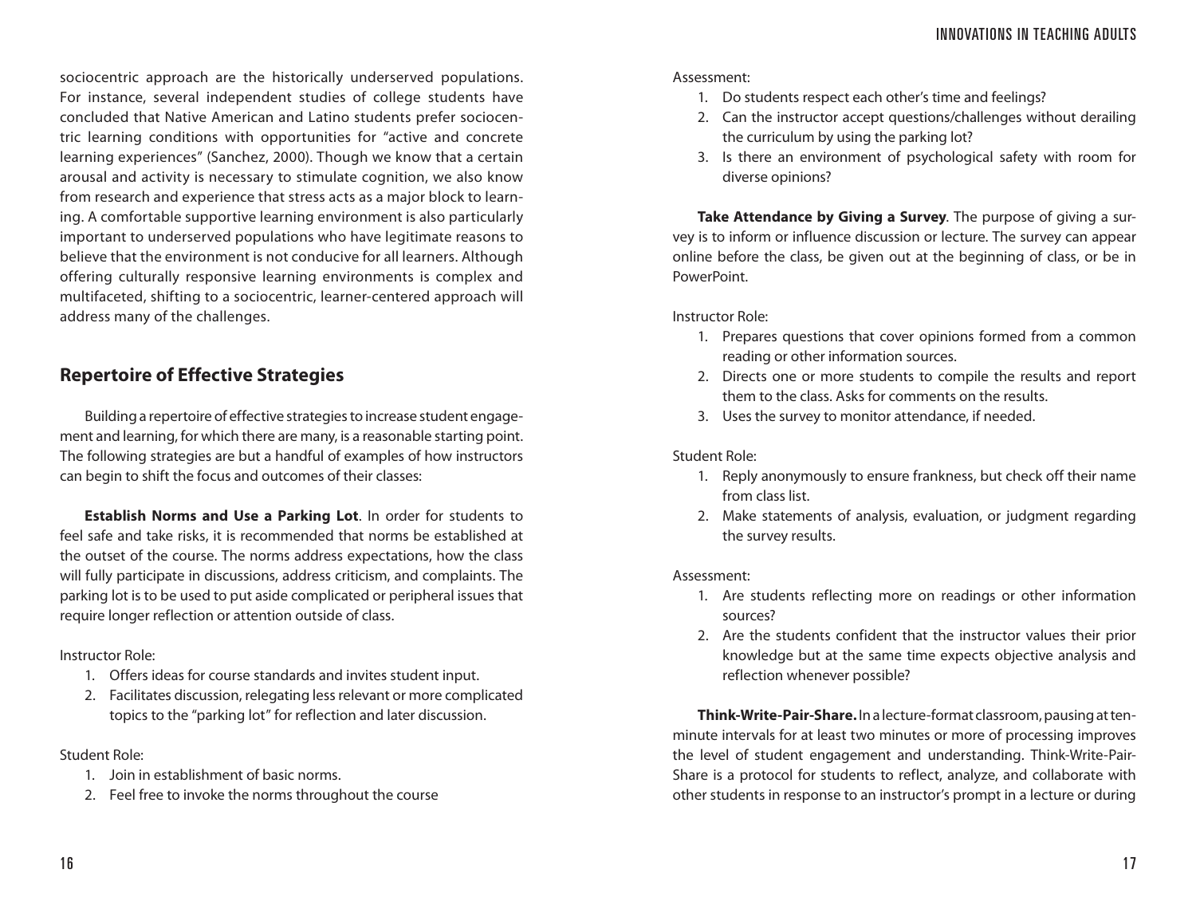sociocentric approach are the historically underserved populations. For instance, several independent studies of college students have concluded that Native American and Latino students prefer sociocentric learning conditions with opportunities for "active and concrete learning experiences" (Sanchez, 2000). Though we know that a certain arousal and activity is necessary to stimulate cognition, we also know from research and experience that stress acts as a major block to learning. A comfortable supportive learning environment is also particularly important to underserved populations who have legitimate reasons to believe that the environment is not conducive for all learners. Although offering culturally responsive learning environments is complex and multifaceted, shifting to a sociocentric, learner-centered approach will address many of the challenges.

## Repertoire of Effective Strategies

Building a repertoire of effective strategies to increase student engagement and learning, for which there are many, is a reasonable starting point. The following strategies are but a handful of examples of how instructors can begin to shift the focus and outcomes of their classes:

**Establish Norms and Use a Parking Lot**. In order for students to feel safe and take risks, it is recommended that norms be established at the outset of the course. The norms address expectations, how the class will fully participate in discussions, address criticism, and complaints. The parking lot is to be used to put aside complicated or peripheral issues that require longer reflection or attention outside of class.

Instructor Role:

1. Offers ideas for course standards and invites student input.
2. Facilitates discussion, relegating less relevant or more complicated topics to the "parking lot" for reflection and later discussion.

Student Role:

1. Join in establishment of basic norms.
2. Feel free to invoke the norms throughout the course

Assessment:

1. Do students respect each other's time and feelings?
2. Can the instructor accept questions/challenges without derailing the curriculum by using the parking lot?
3. Is there an environment of psychological safety with room for diverse opinions?

**Take Attendance by Giving a Survey**. The purpose of giving a survey is to inform or influence discussion or lecture. The survey can appear online before the class, be given out at the beginning of class, or be in PowerPoint.

Instructor Role:

1. Prepares questions that cover opinions formed from a common reading or other information sources.
2. Directs one or more students to compile the results and report them to the class. Asks for comments on the results.
3. Uses the survey to monitor attendance, if needed.

Student Role:

1. Reply anonymously to ensure frankness, but check off their name from class list.
2. Make statements of analysis, evaluation, or judgment regarding the survey results.

Assessment:

1. Are students reflecting more on readings or other information sources?
2. Are the students confident that the instructor values their prior knowledge but at the same time expects objective analysis and reflection whenever possible?

**Think-Write-Pair-Share.** In a lecture-format classroom, pausing at ten-minute intervals for at least two minutes or more of processing improves the level of student engagement and understanding. Think-Write-Pair-Share is a protocol for students to reflect, analyze, and collaborate with other students in response to an instructor's prompt in a lecture or during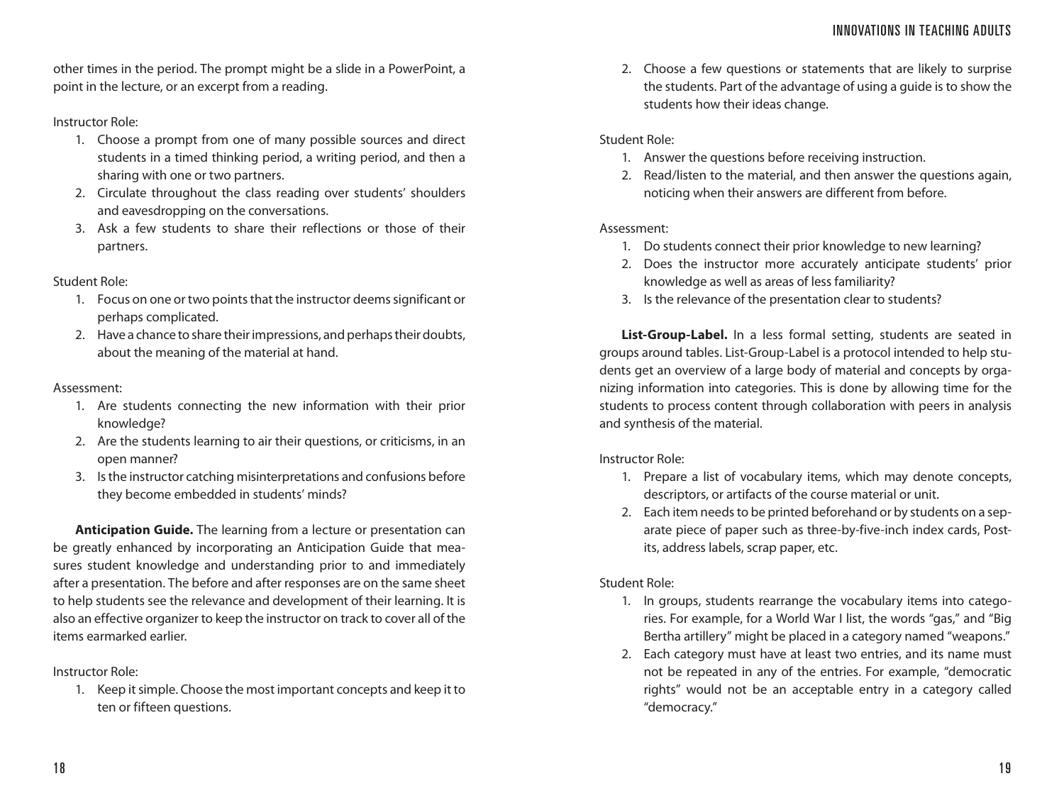other times in the period. The prompt might be a slide in a PowerPoint, a point in the lecture, or an excerpt from a reading.

Instructor Role:

1. Choose a prompt from one of many possible sources and direct students in a timed thinking period, a writing period, and then a sharing with one or two partners.
2. Circulate throughout the class reading over students' shoulders and eavesdropping on the conversations.
3. Ask a few students to share their reflections or those of their partners.

Student Role:

1. Focus on one or two points that the instructor deems significant or perhaps complicated.
2. Have a chance to share their impressions, and perhaps their doubts, about the meaning of the material at hand.

Assessment:

1. Are students connecting the new information with their prior knowledge?
2. Are the students learning to air their questions, or criticisms, in an open manner?
3. Is the instructor catching misinterpretations and confusions before they become embedded in students' minds?

**Anticipation Guide.** The learning from a lecture or presentation can be greatly enhanced by incorporating an Anticipation Guide that measures student knowledge and understanding prior to and immediately after a presentation. The before and after responses are on the same sheet to help students see the relevance and development of their learning. It is also an effective organizer to keep the instructor on track to cover all of the items earmarked earlier.

Instructor Role:

1. Keep it simple. Choose the most important concepts and keep it to ten or fifteen questions.
2. Choose a few questions or statements that are likely to surprise the students. Part of the advantage of using a guide is to show the students how their ideas change.

Student Role:

1. Answer the questions before receiving instruction.
2. Read/listen to the material, and then answer the questions again, noticing when their answers are different from before.

Assessment:

1. Do students connect their prior knowledge to new learning?
2. Does the instructor more accurately anticipate students' prior knowledge as well as areas of less familiarity?
3. Is the relevance of the presentation clear to students?

**List-Group-Label.** In a less formal setting, students are seated in groups around tables. List-Group-Label is a protocol intended to help students get an overview of a large body of material and concepts by organizing information into categories. This is done by allowing time for the students to process content through collaboration with peers in analysis and synthesis of the material.

Instructor Role:

1. Prepare a list of vocabulary items, which may denote concepts, descriptors, or artifacts of the course material or unit.
2. Each item needs to be printed beforehand or by students on a separate piece of paper such as three-by-five-inch index cards, Post-its, address labels, scrap paper, etc.

Student Role:

1. In groups, students rearrange the vocabulary items into categories. For example, for a World War I list, the words "gas," and "Big Bertha artillery" might be placed in a category named "weapons."
2. Each category must have at least two entries, and its name must not be repeated in any of the entries. For example, "democratic rights" would not be an acceptable entry in a category called "democracy."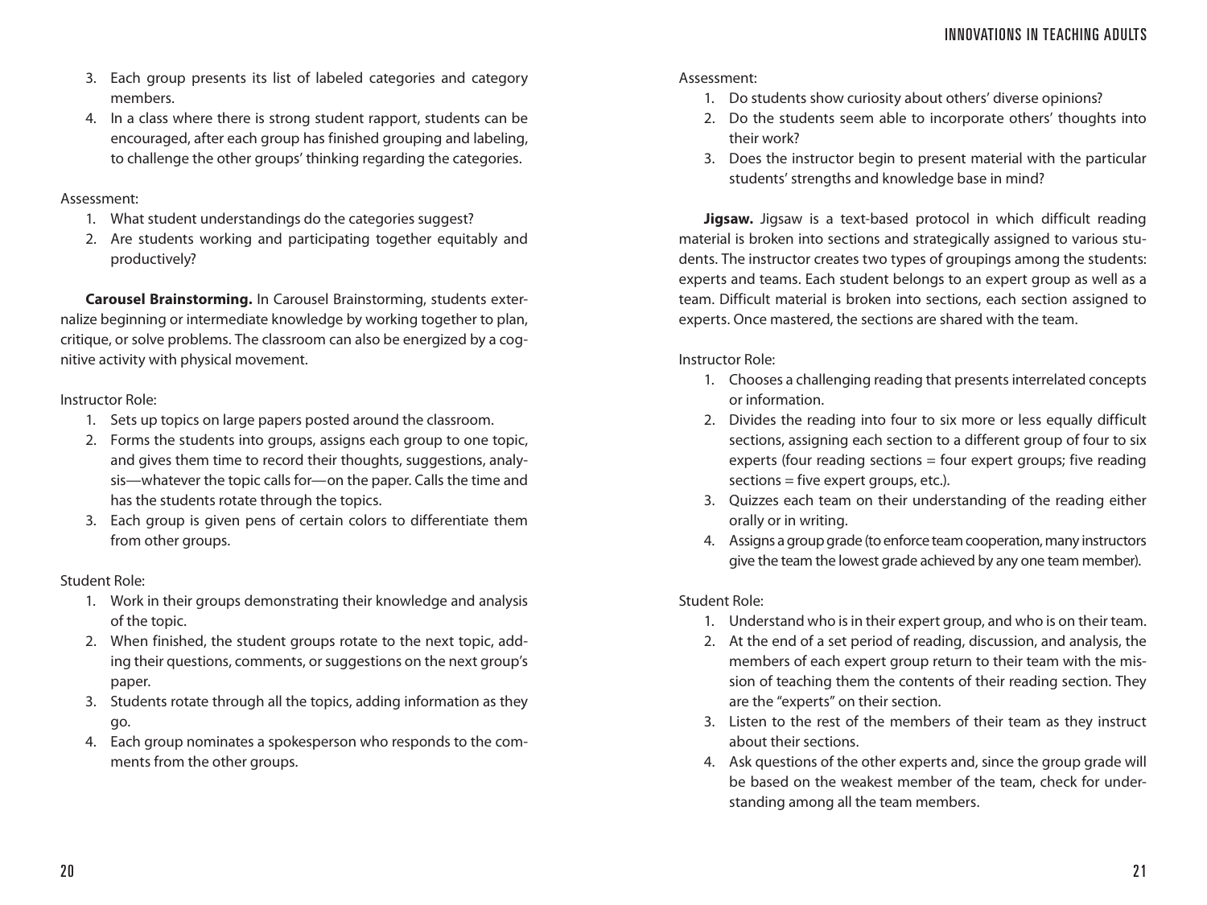3. Each group presents its list of labeled categories and category members.
4. In a class where there is strong student rapport, students can be encouraged, after each group has finished grouping and labeling, to challenge the other groups' thinking regarding the categories.

Assessment:

1. What student understandings do the categories suggest?
2. Are students working and participating together equitably and productively?

**Carousel Brainstorming.** In Carousel Brainstorming, students externalize beginning or intermediate knowledge by working together to plan, critique, or solve problems. The classroom can also be energized by a cognitive activity with physical movement.

Instructor Role:

1. Sets up topics on large papers posted around the classroom.
2. Forms the students into groups, assigns each group to one topic, and gives them time to record their thoughts, suggestions, analysis—whatever the topic calls for—on the paper. Calls the time and has the students rotate through the topics.
3. Each group is given pens of certain colors to differentiate them from other groups.

Student Role:

1. Work in their groups demonstrating their knowledge and analysis of the topic.
2. When finished, the student groups rotate to the next topic, adding their questions, comments, or suggestions on the next group's paper.
3. Students rotate through all the topics, adding information as they go.
4. Each group nominates a spokesperson who responds to the comments from the other groups.

Assessment:

1. Do students show curiosity about others' diverse opinions?
2. Do the students seem able to incorporate others' thoughts into their work?
3. Does the instructor begin to present material with the particular students' strengths and knowledge base in mind?

**Jigsaw.** Jigsaw is a text-based protocol in which difficult reading material is broken into sections and strategically assigned to various students. The instructor creates two types of groupings among the students: experts and teams. Each student belongs to an expert group as well as a team. Difficult material is broken into sections, each section assigned to experts. Once mastered, the sections are shared with the team.

Instructor Role:

1. Chooses a challenging reading that presents interrelated concepts or information.
2. Divides the reading into four to six more or less equally difficult sections, assigning each section to a different group of four to six experts (four reading sections = four expert groups; five reading sections = five expert groups, etc.).
3. Quizzes each team on their understanding of the reading either orally or in writing.
4. Assigns a group grade (to enforce team cooperation, many instructors give the team the lowest grade achieved by any one team member).

Student Role:

1. Understand who is in their expert group, and who is on their team.
2. At the end of a set period of reading, discussion, and analysis, the members of each expert group return to their team with the mission of teaching them the contents of their reading section. They are the "experts" on their section.
3. Listen to the rest of the members of their team as they instruct about their sections.
4. Ask questions of the other experts and, since the group grade will be based on the weakest member of the team, check for understanding among all the team members.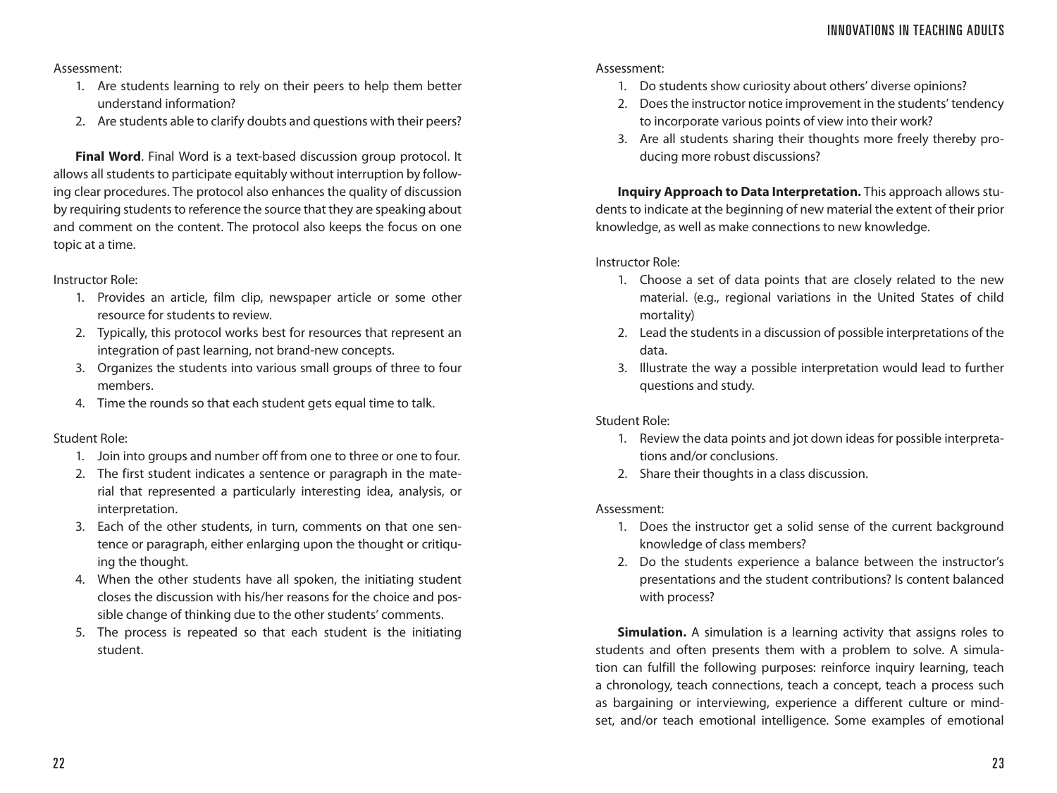Assessment:

1. Are students learning to rely on their peers to help them better understand information?
2. Are students able to clarify doubts and questions with their peers?

**Final Word**. Final Word is a text-based discussion group protocol. It allows all students to participate equitably without interruption by following clear procedures. The protocol also enhances the quality of discussion by requiring students to reference the source that they are speaking about and comment on the content. The protocol also keeps the focus on one topic at a time.

Instructor Role:

1. Provides an article, film clip, newspaper article or some other resource for students to review.
2. Typically, this protocol works best for resources that represent an integration of past learning, not brand-new concepts.
3. Organizes the students into various small groups of three to four members.
4. Time the rounds so that each student gets equal time to talk.

Student Role:

1. Join into groups and number off from one to three or one to four.
2. The first student indicates a sentence or paragraph in the material that represented a particularly interesting idea, analysis, or interpretation.
3. Each of the other students, in turn, comments on that one sentence or paragraph, either enlarging upon the thought or critiquing the thought.
4. When the other students have all spoken, the initiating student closes the discussion with his/her reasons for the choice and possible change of thinking due to the other students' comments.
5. The process is repeated so that each student is the initiating student.

Assessment:

1. Do students show curiosity about others' diverse opinions?
2. Does the instructor notice improvement in the students' tendency to incorporate various points of view into their work?
3. Are all students sharing their thoughts more freely thereby producing more robust discussions?

**Inquiry Approach to Data Interpretation.** This approach allows students to indicate at the beginning of new material the extent of their prior knowledge, as well as make connections to new knowledge.

Instructor Role:

1. Choose a set of data points that are closely related to the new material. (e.g., regional variations in the United States of child mortality)
2. Lead the students in a discussion of possible interpretations of the data.
3. Illustrate the way a possible interpretation would lead to further questions and study.

Student Role:

1. Review the data points and jot down ideas for possible interpretations and/or conclusions.
2. Share their thoughts in a class discussion.

Assessment:

1. Does the instructor get a solid sense of the current background knowledge of class members?
2. Do the students experience a balance between the instructor's presentations and the student contributions? Is content balanced with process?

**Simulation.** A simulation is a learning activity that assigns roles to students and often presents them with a problem to solve. A simulation can fulfill the following purposes: reinforce inquiry learning, teach a chronology, teach connections, teach a concept, teach a process such as bargaining or interviewing, experience a different culture or mindset, and/or teach emotional intelligence. Some examples of emotional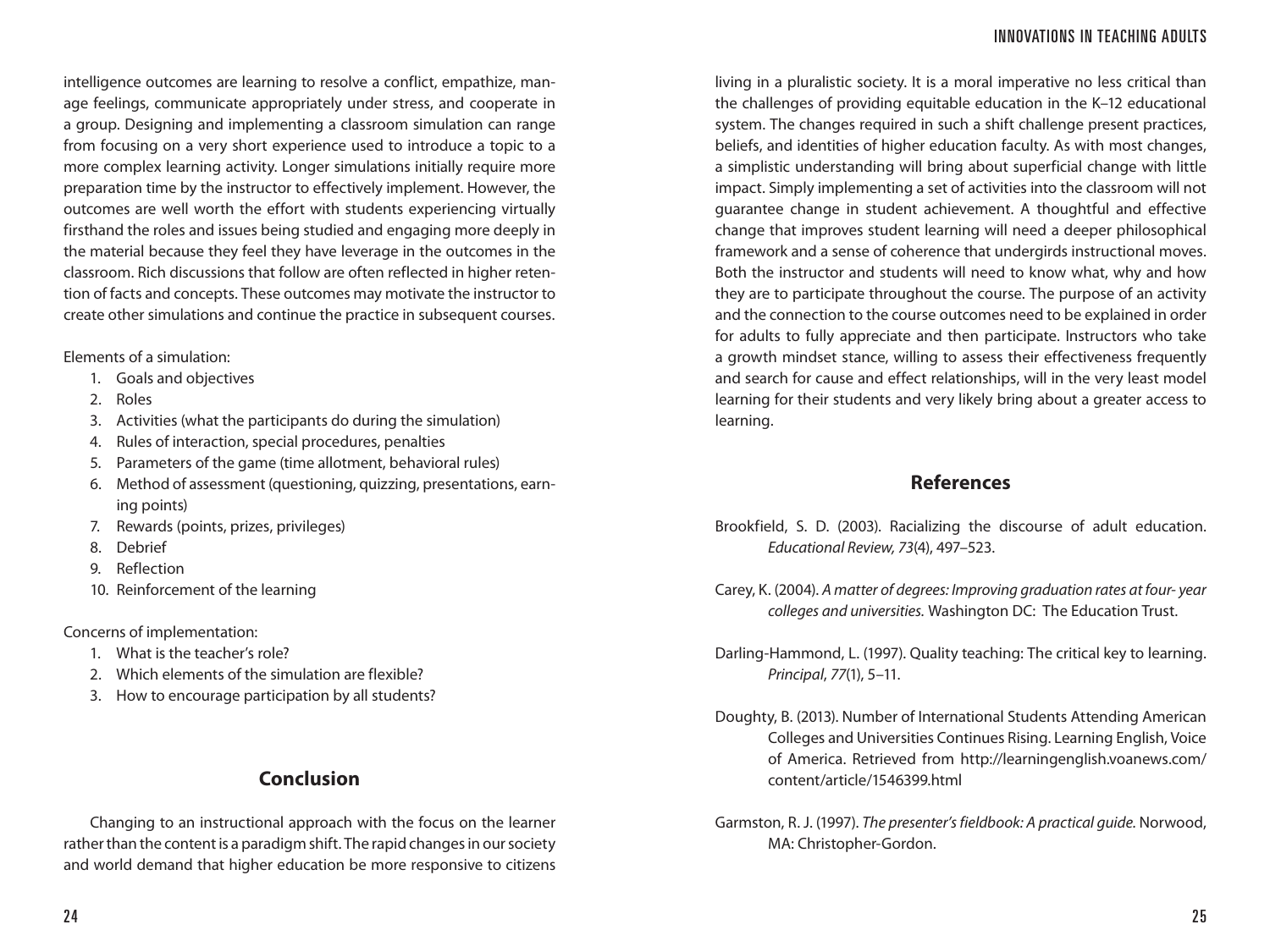intelligence outcomes are learning to resolve a conflict, empathize, manage feelings, communicate appropriately under stress, and cooperate in a group. Designing and implementing a classroom simulation can range from focusing on a very short experience used to introduce a topic to a more complex learning activity. Longer simulations initially require more preparation time by the instructor to effectively implement. However, the outcomes are well worth the effort with students experiencing virtually firsthand the roles and issues being studied and engaging more deeply in the material because they feel they have leverage in the outcomes in the classroom. Rich discussions that follow are often reflected in higher retention of facts and concepts. These outcomes may motivate the instructor to create other simulations and continue the practice in subsequent courses.

Elements of a simulation:

1. Goals and objectives
2. Roles
3. Activities (what the participants do during the simulation)
4. Rules of interaction, special procedures, penalties
5. Parameters of the game (time allotment, behavioral rules)
6. Method of assessment (questioning, quizzing, presentations, earning points)
7. Rewards (points, prizes, privileges)
8. Debrief
9. Reflection
10. Reinforcement of the learning

Concerns of implementation:

1. What is the teacher's role?
2. Which elements of the simulation are flexible?
3. How to encourage participation by all students?

## Conclusion

Changing to an instructional approach with the focus on the learner rather than the content is a paradigm shift. The rapid changes in our society and world demand that higher education be more responsive to citizens living in a pluralistic society. It is a moral imperative no less critical than the challenges of providing equitable education in the K–12 educational system. The changes required in such a shift challenge present practices, beliefs, and identities of higher education faculty. As with most changes, a simplistic understanding will bring about superficial change with little impact. Simply implementing a set of activities into the classroom will not guarantee change in student achievement. A thoughtful and effective change that improves student learning will need a deeper philosophical framework and a sense of coherence that undergirds instructional moves. Both the instructor and students will need to know what, why and how they are to participate throughout the course. The purpose of an activity and the connection to the course outcomes need to be explained in order for adults to fully appreciate and then participate. Instructors who take a growth mindset stance, willing to assess their effectiveness frequently and search for cause and effect relationships, will in the very least model learning for their students and very likely bring about a greater access to learning.

## References

Brookfield, S. D. (2003). Racializing the discourse of adult education. *Educational Review, 73*(4), 497–523.

Carey, K. (2004). *A matter of degrees: Improving graduation rates at four- year colleges and universities.* Washington DC: The Education Trust.

Darling-Hammond, L. (1997). Quality teaching: The critical key to learning. *Principal*, *77*(1), 5–11.

Doughty, B. (2013). Number of International Students Attending American Colleges and Universities Continues Rising. Learning English, Voice of America. Retrieved from http://learningenglish.voanews.com/content/article/1546399.html

Garmston, R. J. (1997). *The presenter's fieldbook: A practical guide.* Norwood, MA: Christopher-Gordon.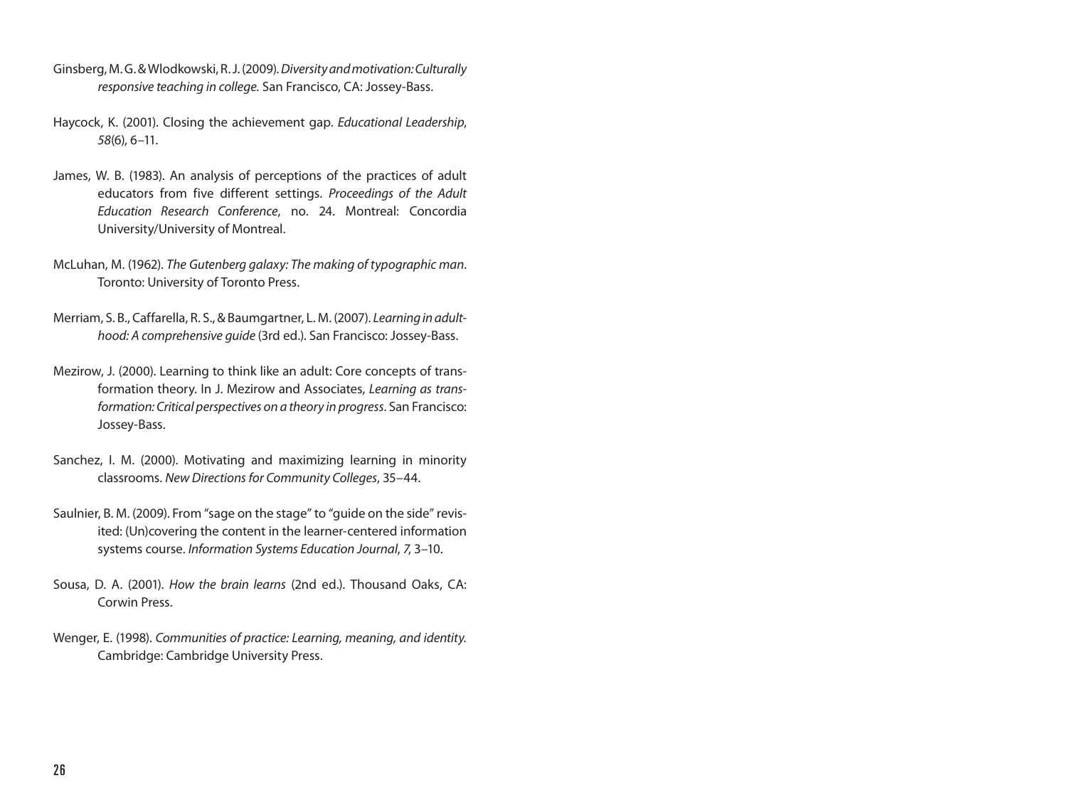Ginsberg, M. G. & Wlodkowski, R. J. (2009). *Diversity and motivation: Culturally responsive teaching in college.* San Francisco, CA: Jossey-Bass.

Haycock, K. (2001). Closing the achievement gap. *Educational Leadership*, *58*(6), 6–11.

James, W. B. (1983). An analysis of perceptions of the practices of adult educators from five different settings. *Proceedings of the Adult Education Research Conference*, no. 24. Montreal: Concordia University/University of Montreal.

McLuhan, M. (1962). *The Gutenberg galaxy: The making of typographic man*. Toronto: University of Toronto Press.

Merriam, S. B., Caffarella, R. S., & Baumgartner, L. M. (2007). *Learning in adulthood: A comprehensive guide* (3rd ed.). San Francisco: Jossey-Bass.

Mezirow, J. (2000). Learning to think like an adult: Core concepts of transformation theory. In J. Mezirow and Associates, *Learning as transformation: Critical perspectives on a theory in progress*. San Francisco: Jossey-Bass.

Sanchez, I. M. (2000). Motivating and maximizing learning in minority classrooms. *New Directions for Community Colleges*, 35–44.

Saulnier, B. M. (2009). From "sage on the stage" to "guide on the side" revisited: (Un)covering the content in the learner-centered information systems course. *Information Systems Education Journal*, *7*, 3–10.

Sousa, D. A. (2001). *How the brain learns* (2nd ed.). Thousand Oaks, CA: Corwin Press.

Wenger, E. (1998). *Communities of practice: Learning, meaning, and identity.* Cambridge: Cambridge University Press.